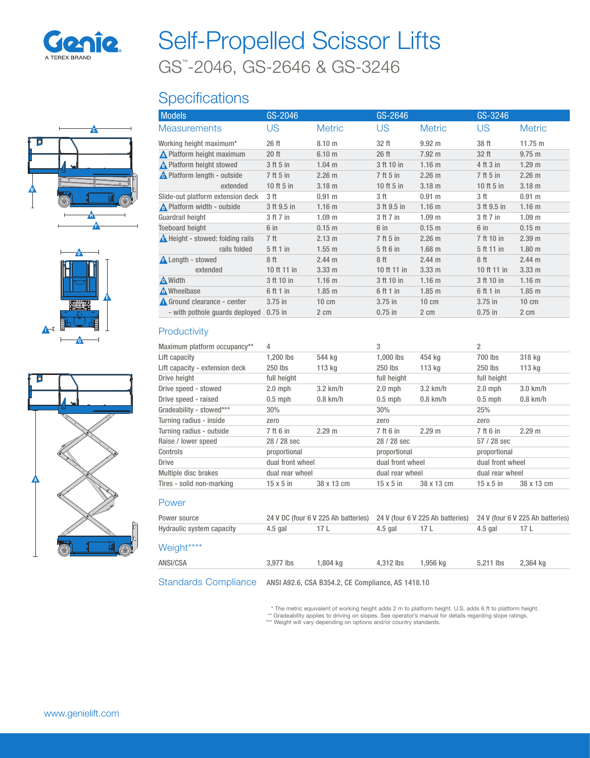# Self-Propelled Scissor Lifts

## GS™-2046, GS-2646 & GS-3246

## Specifications

| Models | GS-2046 | | GS-2646 | | GS-3246 | |
|---|---|---|---|---|---|---|
| Measurements | US | Metric | US | Metric | US | Metric |
| Working height maximum* | 26 ft | 8.10 m | 32 ft | 9.92 m | 38 ft | 11.75 m |
| A Platform height maximum | 20 ft | 6.10 m | 26 ft | 7.92 m | 32 ft | 9.75 m |
| B Platform height stowed | 3 ft 5 in | 1.04 m | 3 ft 10 in | 1.16 m | 4 ft 3 in | 1.29 m |
| C Platform length - outside | 7 ft 5 in | 2.26 m | 7 ft 5 in | 2.26 m | 7 ft 5 in | 2.26 m |
| extended | 10 ft 5 in | 3.18 m | 10 ft 5 in | 3.18 m | 10 ft 5 in | 3.18 m |
| Slide-out platform extension deck | 3 ft | 0.91 m | 3 ft | 0.91 m | 3 ft | 0.91 m |
| D Platform width - outside | 3 ft 9.5 in | 1.16 m | 3 ft 9.5 in | 1.16 m | 3 ft 9.5 in | 1.16 m |
| Guardrail height | 3 ft 7 in | 1.09 m | 3 ft 7 in | 1.09 m | 3 ft 7 in | 1.09 m |
| Toeboard height | 6 in | 0.15 m | 6 in | 0.15 m | 6 in | 0.15 m |
| E Height - stowed: folding rails | 7 ft | 2.13 m | 7 ft 5 in | 2.26 m | 7 ft 10 in | 2.39 m |
| rails folded | 5 ft 1 in | 1.55 m | 5 ft 6 in | 1.68 m | 5 ft 11 in | 1.80 m |
| F Length - stowed | 8 ft | 2.44 m | 8 ft | 2.44 m | 8 ft | 2.44 m |
| extended | 10 ft 11 in | 3.33 m | 10 ft 11 in | 3.33 m | 10 ft 11 in | 3.33 m |
| G Width | 3 ft 10 in | 1.16 m | 3 ft 10 in | 1.16 m | 3 ft 10 in | 1.16 m |
| H Wheelbase | 6 ft 1 in | 1.85 m | 6 ft 1 in | 1.85 m | 6 ft 1 in | 1.85 m |
| I Ground clearance - center | 3.75 in | 10 cm | 3.75 in | 10 cm | 3.75 in | 10 cm |
| - with pothole guards deployed | 0.75 in | 2 cm | 0.75 in | 2 cm | 0.75 in | 2 cm |

### Productivity

| | GS-2046 | | GS-2646 | | GS-3246 | |
|---|---|---|---|---|---|---|
| Maximum platform occupancy** | 4 | | 3 | | 2 | |
| Lift capacity | 1,200 lbs | 544 kg | 1,000 lbs | 454 kg | 700 lbs | 318 kg |
| Lift capacity - extension deck | 250 lbs | 113 kg | 250 lbs | 113 kg | 250 lbs | 113 kg |
| Drive height | full height | | full height | | full height | |
| Drive speed - stowed | 2.0 mph | 3.2 km/h | 2.0 mph | 3.2 km/h | 2.0 mph | 3.0 km/h |
| Drive speed - raised | 0.5 mph | 0.8 km/h | 0.5 mph | 0.8 km/h | 0.5 mph | 0.8 km/h |
| Gradeability - stowed*** | 30% | | 30% | | 25% | |
| Turning radius - inside | zero | | zero | | zero | |
| Turning radius - outside | 7 ft 6 in | 2.29 m | 7 ft 6 in | 2.29 m | 7 ft 6 in | 2.29 m |
| Raise / lower speed | 28 / 28 sec | | 28 / 28 sec | | 57 / 28 sec | |
| Controls | proportional | | proportional | | proportional | |
| Drive | dual front wheel | | dual front wheel | | dual front wheel | |
| Multiple disc brakes | dual rear wheel | | dual rear wheel | | dual rear wheel | |
| Tires - solid non-marking | 15 x 5 in | 38 x 13 cm | 15 x 5 in | 38 x 13 cm | 15 x 5 in | 38 x 13 cm |

### Power

| | GS-2046 | | GS-2646 | | GS-3246 | |
|---|---|---|---|---|---|---|
| Power source | 24 V DC (four 6 V 225 Ah batteries) | | 24 V (four 6 V 225 Ah batteries) | | 24 V (four 6 V 225 Ah batteries) | |
| Hydraulic system capacity | 4.5 gal | 17 L | 4.5 gal | 17 L | 4.5 gal | 17 L |

### Weight****

| | GS-2046 | | GS-2646 | | GS-3246 | |
|---|---|---|---|---|---|---|
| ANSI/CSA | 3,977 lbs | 1,804 kg | 4,312 lbs | 1,956 kg | 5,211 lbs | 2,364 kg |

### Standards Compliance

ANSI A92.6, CSA B354.2, CE Compliance, AS 1418.10

\* The metric equivalent of working height adds 2 m to platform height. U.S. adds 6 ft to platform height.
** Gradeability applies to driving on slopes. See operator's manual for details regarding slope ratings.
*** Weight will vary depending on options and/or country standards.

www.genielift.com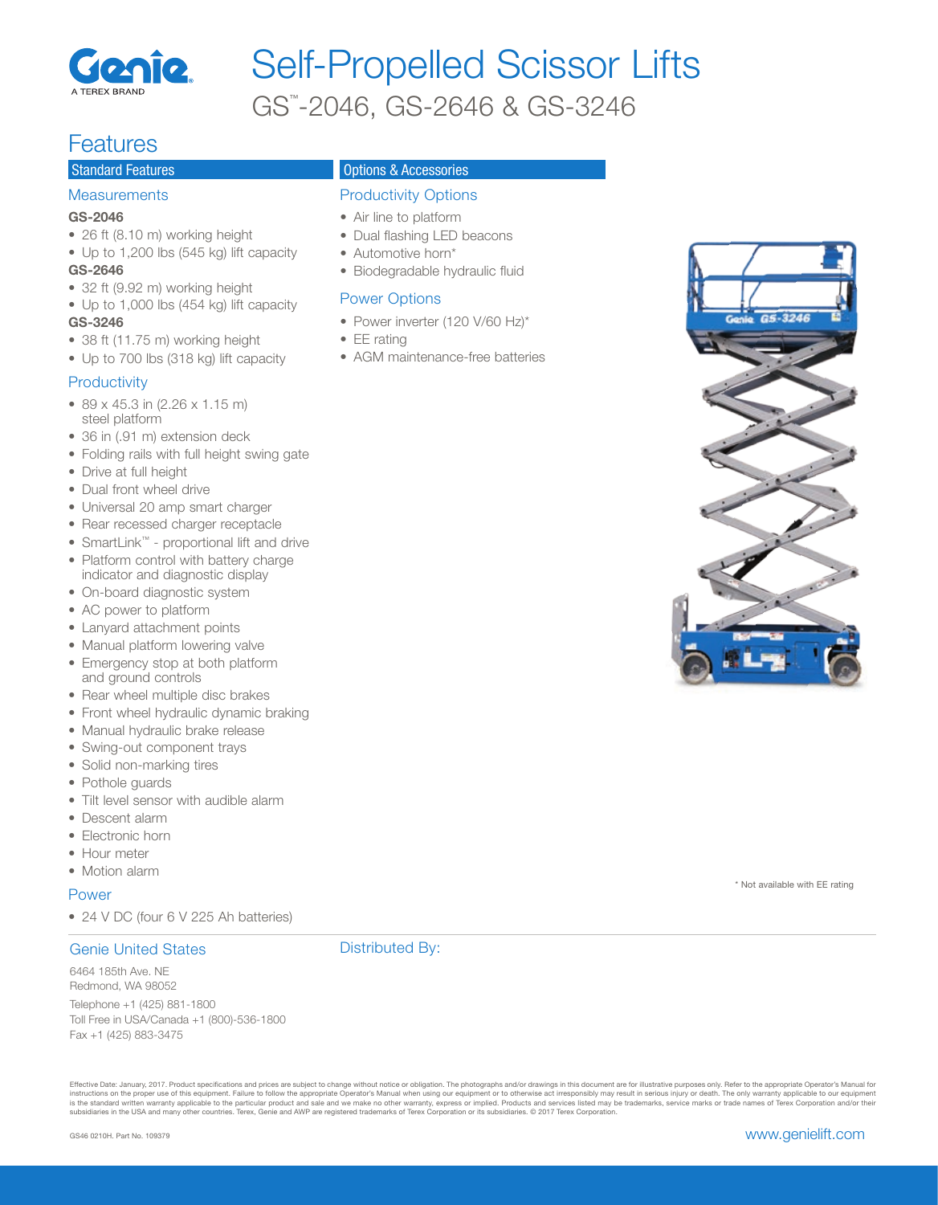# Self-Propelled Scissor Lifts

## GS™-2046, GS-2646 & GS-3246

# Features

## Standard Features

### Measurements

**GS-2046**

- 26 ft (8.10 m) working height
- Up to 1,200 lbs (545 kg) lift capacity

**GS-2646**

- 32 ft (9.92 m) working height
- Up to 1,000 lbs (454 kg) lift capacity

**GS-3246**

- 38 ft (11.75 m) working height
- Up to 700 lbs (318 kg) lift capacity

### Productivity

- 89 x 45.3 in (2.26 x 1.15 m) steel platform
- 36 in (.91 m) extension deck
- Folding rails with full height swing gate
- Drive at full height
- Dual front wheel drive
- Universal 20 amp smart charger
- Rear recessed charger receptacle
- SmartLink™ - proportional lift and drive
- Platform control with battery charge indicator and diagnostic display
- On-board diagnostic system
- AC power to platform
- Lanyard attachment points
- Manual platform lowering valve
- Emergency stop at both platform and ground controls
- Rear wheel multiple disc brakes
- Front wheel hydraulic dynamic braking
- Manual hydraulic brake release
- Swing-out component trays
- Solid non-marking tires
- Pothole guards
- Tilt level sensor with audible alarm
- Descent alarm
- Electronic horn
- Hour meter
- Motion alarm

### Power

- 24 V DC (four 6 V 225 Ah batteries)

## Options & Accessories

### Productivity Options

- Air line to platform
- Dual flashing LED beacons
- Automotive horn*
- Biodegradable hydraulic fluid

### Power Options

- Power inverter (120 V/60 Hz)*
- EE rating
- AGM maintenance-free batteries

\* Not available with EE rating

### Genie United States

6464 185th Ave. NE
Redmond, WA 98052

Telephone +1 (425) 881-1800
Toll Free in USA/Canada +1 (800)-536-1800
Fax +1 (425) 883-3475

### Distributed By:

Effective Date: January, 2017. Product specifications and prices are subject to change without notice or obligation. The photographs and/or drawings in this document are for illustrative purposes only. Refer to the appropriate Operator's Manual for instructions on the proper use of this equipment. Failure to follow the appropriate Operator's Manual when using our equipment or to otherwise act irresponsibly may result in serious injury or death. The only warranty applicable to our equipment is the standard written warranty applicable to the particular product and sale and we make no other warranty, express or implied. Products and services listed may be trademarks, service marks or trade names of Terex Corporation and/or their subsidiaries in the USA and many other countries. Terex, Genie and AWP are registered trademarks of Terex Corporation or its subsidiaries. © 2017 Terex Corporation.

GS46 0210H. Part No. 109379

www.genielift.com